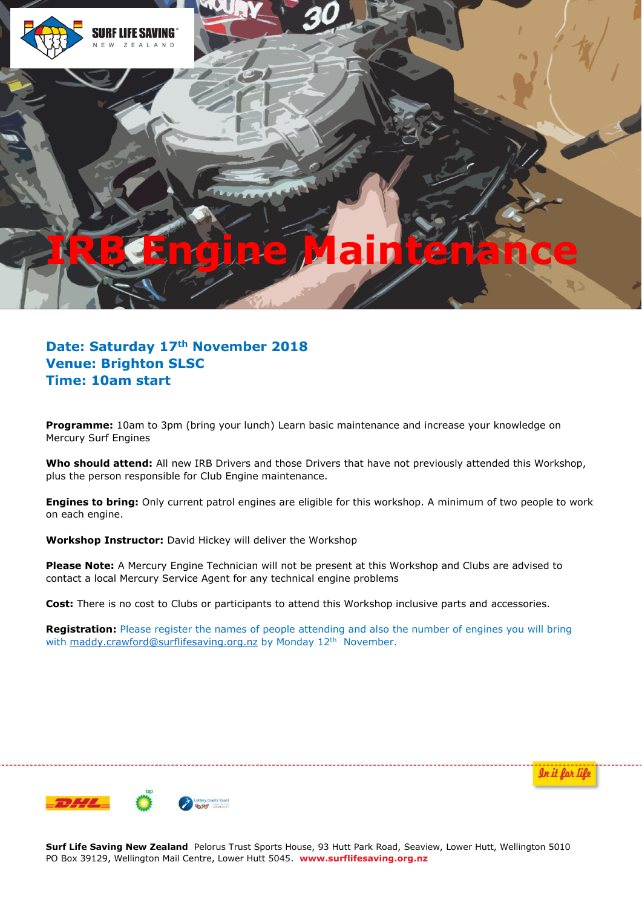# IRB Engine Maintenance

**Date: Saturday 17th November 2018**
**Venue: Brighton SLSC**
**Time: 10am start**

**Programme:** 10am to 3pm (bring your lunch) Learn basic maintenance and increase your knowledge on Mercury Surf Engines

**Who should attend:** All new IRB Drivers and those Drivers that have not previously attended this Workshop, plus the person responsible for Club Engine maintenance.

**Engines to bring:** Only current patrol engines are eligible for this workshop. A minimum of two people to work on each engine.

**Workshop Instructor:** David Hickey will deliver the Workshop

**Please Note:** A Mercury Engine Technician will not be present at this Workshop and Clubs are advised to contact a local Mercury Service Agent for any technical engine problems

**Cost:** There is no cost to Clubs or participants to attend this Workshop inclusive parts and accessories.

**Registration:** Please register the names of people attending and also the number of engines you will bring with maddy.crawford@surflifesaving.org.nz by Monday 12th November.

In it for life

**Surf Life Saving New Zealand** Pelorus Trust Sports House, 93 Hutt Park Road, Seaview, Lower Hutt, Wellington 5010
PO Box 39129, Wellington Mail Centre, Lower Hutt 5045. **www.surflifesaving.org.nz**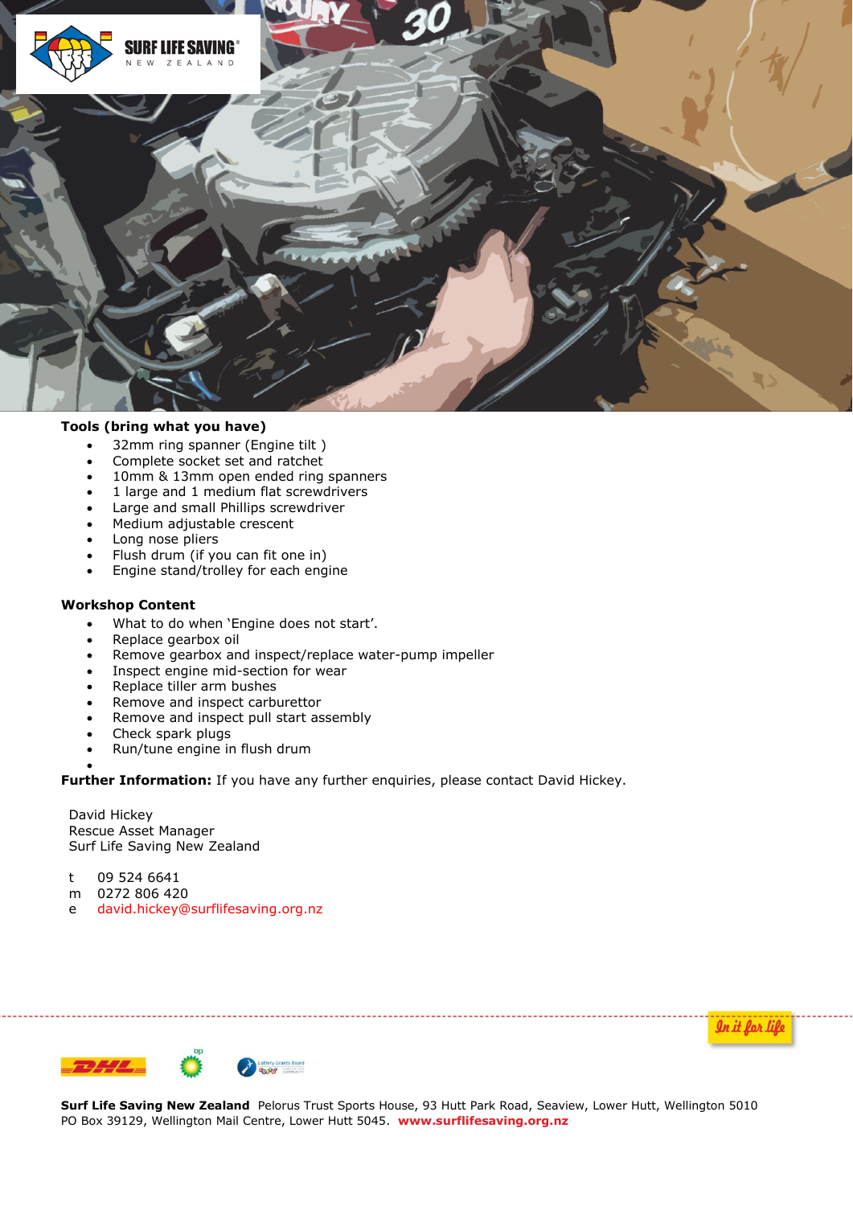**Tools (bring what you have)**

- 32mm ring spanner (Engine tilt )
- Complete socket set and ratchet
- 10mm & 13mm open ended ring spanners
- 1 large and 1 medium flat screwdrivers
- Large and small Phillips screwdriver
- Medium adjustable crescent
- Long nose pliers
- Flush drum (if you can fit one in)
- Engine stand/trolley for each engine

**Workshop Content**

- What to do when 'Engine does not start'.
- Replace gearbox oil
- Remove gearbox and inspect/replace water-pump impeller
- Inspect engine mid-section for wear
- Replace tiller arm bushes
- Remove and inspect carburettor
- Remove and inspect pull start assembly
- Check spark plugs
- Run/tune engine in flush drum

**Further Information:** If you have any further enquiries, please contact David Hickey.

David Hickey
Rescue Asset Manager
Surf Life Saving New Zealand

t 09 524 6641
m 0272 806 420
e david.hickey@surflifesaving.org.nz

**Surf Life Saving New Zealand** Pelorus Trust Sports House, 93 Hutt Park Road, Seaview, Lower Hutt, Wellington 5010
PO Box 39129, Wellington Mail Centre, Lower Hutt 5045. **www.surflifesaving.org.nz**